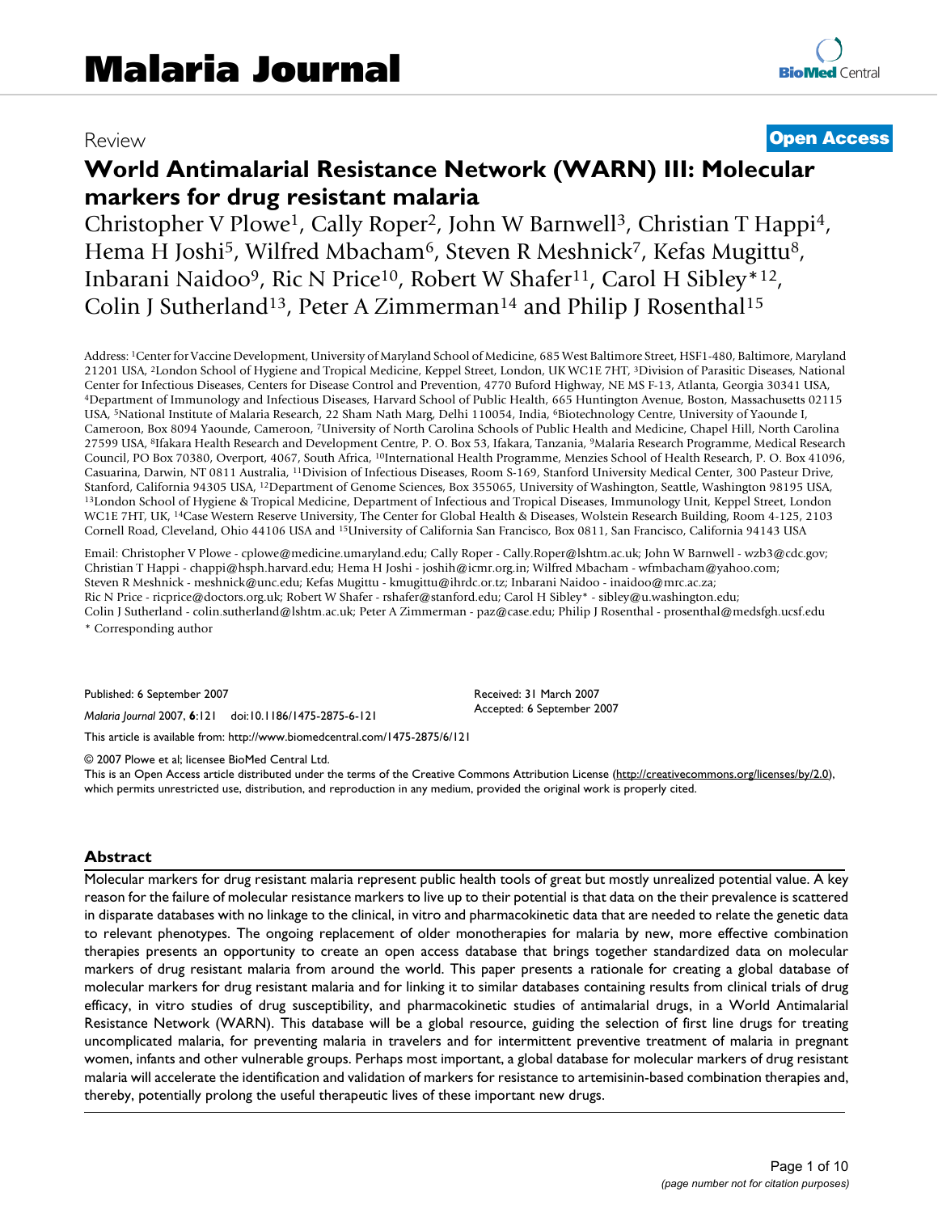# Malaria Journal

Review

**Open Access**

# World Antimalarial Resistance Network (WARN) III: Molecular markers for drug resistant malaria

Christopher V Plowe[1], Cally Roper[2], John W Barnwell[3], Christian T Happi[4], Hema H Joshi[5], Wilfred Mbacham[6], Steven R Meshnick[7], Kefas Mugittu[8], Inbarani Naidoo[9], Ric N Price[10], Robert W Shafer[11], Carol H Sibley*[12], Colin J Sutherland[13], Peter A Zimmerman[14] and Philip J Rosenthal[15]

Address: [1]Center for Vaccine Development, University of Maryland School of Medicine, 685 West Baltimore Street, HSF1-480, Baltimore, Maryland 21201 USA, [2]London School of Hygiene and Tropical Medicine, Keppel Street, London, UK WC1E 7HT, [3]Division of Parasitic Diseases, National Center for Infectious Diseases, Centers for Disease Control and Prevention, 4770 Buford Highway, NE MS F-13, Atlanta, Georgia 30341 USA, [4]Department of Immunology and Infectious Diseases, Harvard School of Public Health, 665 Huntington Avenue, Boston, Massachusetts 02115 USA, [5]National Institute of Malaria Research, 22 Sham Nath Marg, Delhi 110054, India, [6]Biotechnology Centre, University of Yaounde I, Cameroon, Box 8094 Yaounde, Cameroon, [7]University of North Carolina Schools of Public Health and Medicine, Chapel Hill, North Carolina 27599 USA, [8]Ifakara Health Research and Development Centre, P. O. Box 53, Ifakara, Tanzania, [9]Malaria Research Programme, Medical Research Council, PO Box 70380, Overport, 4067, South Africa, [10]International Health Programme, Menzies School of Health Research, P. O. Box 41096, Casuarina, Darwin, NT 0811 Australia, [11]Division of Infectious Diseases, Room S-169, Stanford University Medical Center, 300 Pasteur Drive, Stanford, California 94305 USA, [12]Department of Genome Sciences, Box 355065, University of Washington, Seattle, Washington 98195 USA, [13]London School of Hygiene & Tropical Medicine, Department of Infectious and Tropical Diseases, Immunology Unit, Keppel Street, London WC1E 7HT, UK, [14]Case Western Reserve University, The Center for Global Health & Diseases, Wolstein Research Building, Room 4-125, 2103 Cornell Road, Cleveland, Ohio 44106 USA and [15]University of California San Francisco, Box 0811, San Francisco, California 94143 USA

Email: Christopher V Plowe - cplowe@medicine.umaryland.edu; Cally Roper - Cally.Roper@lshtm.ac.uk; John W Barnwell - wzb3@cdc.gov; Christian T Happi - chappi@hsph.harvard.edu; Hema H Joshi - joshih@icmr.org.in; Wilfred Mbacham - wfmbacham@yahoo.com; Steven R Meshnick - meshnick@unc.edu; Kefas Mugittu - kmugittu@ihrdc.or.tz; Inbarani Naidoo - inaidoo@mrc.ac.za; Ric N Price - ricprice@doctors.org.uk; Robert W Shafer - rshafer@stanford.edu; Carol H Sibley* - sibley@u.washington.edu; Colin J Sutherland - colin.sutherland@lshtm.ac.uk; Peter A Zimmerman - paz@case.edu; Philip J Rosenthal - prosenthal@medsfgh.ucsf.edu

* Corresponding author

Published: 6 September 2007

*Malaria Journal* 2007, **6**:121 doi:10.1186/1475-2875-6-121

Received: 31 March 2007
Accepted: 6 September 2007

This article is available from: http://www.biomedcentral.com/1475-2875/6/121

© 2007 Plowe et al; licensee BioMed Central Ltd.
This is an Open Access article distributed under the terms of the Creative Commons Attribution License (http://creativecommons.org/licenses/by/2.0), which permits unrestricted use, distribution, and reproduction in any medium, provided the original work is properly cited.

## Abstract

Molecular markers for drug resistant malaria represent public health tools of great but mostly unrealized potential value. A key reason for the failure of molecular resistance markers to live up to their potential is that data on the their prevalence is scattered in disparate databases with no linkage to the clinical, in vitro and pharmacokinetic data that are needed to relate the genetic data to relevant phenotypes. The ongoing replacement of older monotherapies for malaria by new, more effective combination therapies presents an opportunity to create an open access database that brings together standardized data on molecular markers of drug resistant malaria from around the world. This paper presents a rationale for creating a global database of molecular markers for drug resistant malaria and for linking it to similar databases containing results from clinical trials of drug efficacy, in vitro studies of drug susceptibility, and pharmacokinetic studies of antimalarial drugs, in a World Antimalarial Resistance Network (WARN). This database will be a global resource, guiding the selection of first line drugs for treating uncomplicated malaria, for preventing malaria in travelers and for intermittent preventive treatment of malaria in pregnant women, infants and other vulnerable groups. Perhaps most important, a global database for molecular markers of drug resistant malaria will accelerate the identification and validation of markers for resistance to artemisinin-based combination therapies and, thereby, potentially prolong the useful therapeutic lives of these important new drugs.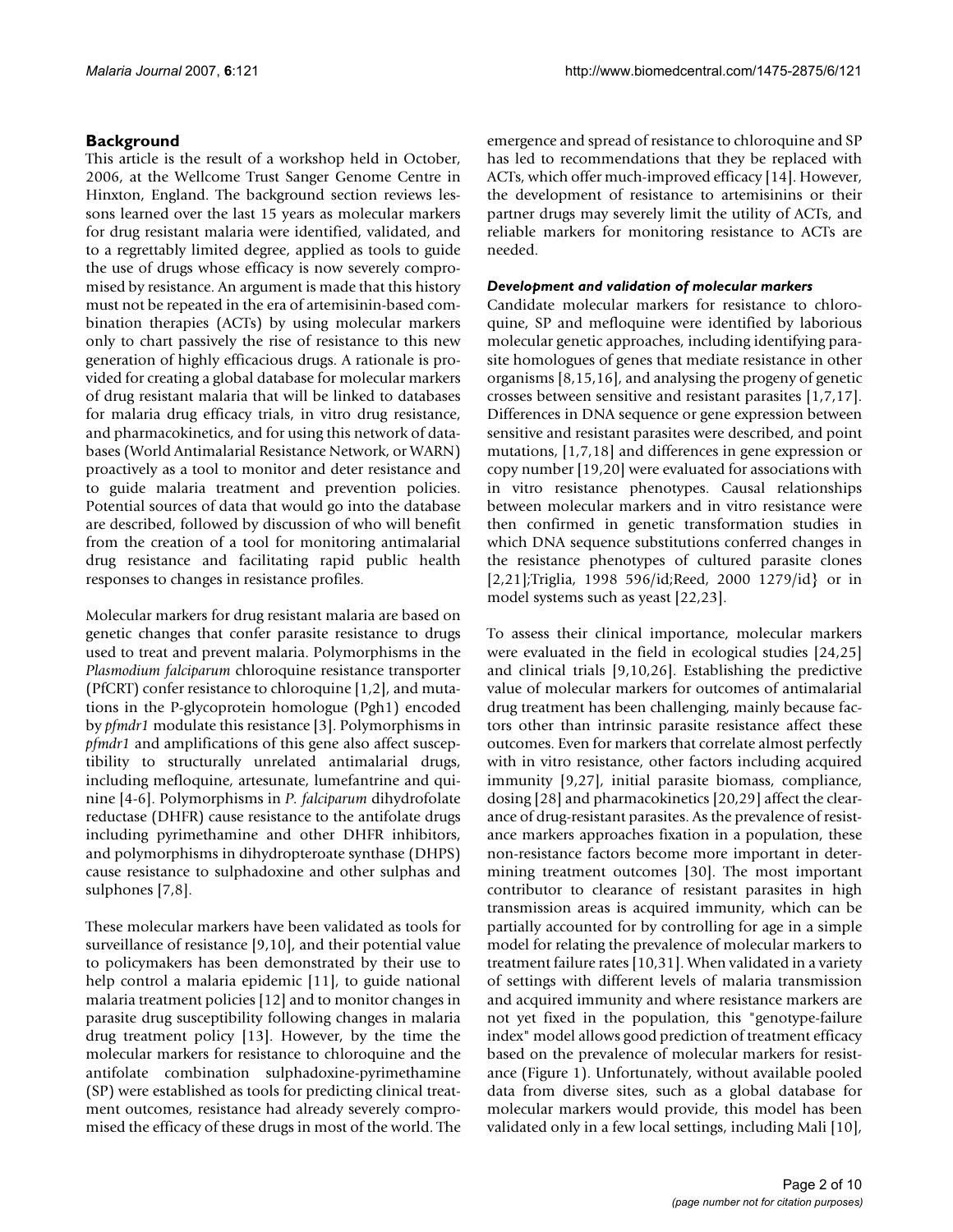## Background

This article is the result of a workshop held in October, 2006, at the Wellcome Trust Sanger Genome Centre in Hinxton, England. The background section reviews lessons learned over the last 15 years as molecular markers for drug resistant malaria were identified, validated, and to a regrettably limited degree, applied as tools to guide the use of drugs whose efficacy is now severely compromised by resistance. An argument is made that this history must not be repeated in the era of artemisinin-based combination therapies (ACTs) by using molecular markers only to chart passively the rise of resistance to this new generation of highly efficacious drugs. A rationale is provided for creating a global database for molecular markers of drug resistant malaria that will be linked to databases for malaria drug efficacy trials, in vitro drug resistance, and pharmacokinetics, and for using this network of databases (World Antimalarial Resistance Network, or WARN) proactively as a tool to monitor and deter resistance and to guide malaria treatment and prevention policies. Potential sources of data that would go into the database are described, followed by discussion of who will benefit from the creation of a tool for monitoring antimalarial drug resistance and facilitating rapid public health responses to changes in resistance profiles.

Molecular markers for drug resistant malaria are based on genetic changes that confer parasite resistance to drugs used to treat and prevent malaria. Polymorphisms in the *Plasmodium falciparum* chloroquine resistance transporter (PfCRT) confer resistance to chloroquine [1,2], and mutations in the P-glycoprotein homologue (Pgh1) encoded by *pfmdr1* modulate this resistance [3]. Polymorphisms in *pfmdr1* and amplifications of this gene also affect susceptibility to structurally unrelated antimalarial drugs, including mefloquine, artesunate, lumefantrine and quinine [4-6]. Polymorphisms in *P. falciparum* dihydrofolate reductase (DHFR) cause resistance to the antifolate drugs including pyrimethamine and other DHFR inhibitors, and polymorphisms in dihydropteroate synthase (DHPS) cause resistance to sulphadoxine and other sulphas and sulphones [7,8].

These molecular markers have been validated as tools for surveillance of resistance [9,10], and their potential value to policymakers has been demonstrated by their use to help control a malaria epidemic [11], to guide national malaria treatment policies [12] and to monitor changes in parasite drug susceptibility following changes in malaria drug treatment policy [13]. However, by the time the molecular markers for resistance to chloroquine and the antifolate combination sulphadoxine-pyrimethamine (SP) were established as tools for predicting clinical treatment outcomes, resistance had already severely compromised the efficacy of these drugs in most of the world. The emergence and spread of resistance to chloroquine and SP has led to recommendations that they be replaced with ACTs, which offer much-improved efficacy [14]. However, the development of resistance to artemisinins or their partner drugs may severely limit the utility of ACTs, and reliable markers for monitoring resistance to ACTs are needed.

### *Development and validation of molecular markers*

Candidate molecular markers for resistance to chloroquine, SP and mefloquine were identified by laborious molecular genetic approaches, including identifying parasite homologues of genes that mediate resistance in other organisms [8,15,16], and analysing the progeny of genetic crosses between sensitive and resistant parasites [1,7,17]. Differences in DNA sequence or gene expression between sensitive and resistant parasites were described, and point mutations, [1,7,18] and differences in gene expression or copy number [19,20] were evaluated for associations with in vitro resistance phenotypes. Causal relationships between molecular markers and in vitro resistance were then confirmed in genetic transformation studies in which DNA sequence substitutions conferred changes in the resistance phenotypes of cultured parasite clones [2,21];Triglia, 1998 596/id;Reed, 2000 1279/id} or in model systems such as yeast [22,23].

To assess their clinical importance, molecular markers were evaluated in the field in ecological studies [24,25] and clinical trials [9,10,26]. Establishing the predictive value of molecular markers for outcomes of antimalarial drug treatment has been challenging, mainly because factors other than intrinsic parasite resistance affect these outcomes. Even for markers that correlate almost perfectly with in vitro resistance, other factors including acquired immunity [9,27], initial parasite biomass, compliance, dosing [28] and pharmacokinetics [20,29] affect the clearance of drug-resistant parasites. As the prevalence of resistance markers approaches fixation in a population, these non-resistance factors become more important in determining treatment outcomes [30]. The most important contributor to clearance of resistant parasites in high transmission areas is acquired immunity, which can be partially accounted for by controlling for age in a simple model for relating the prevalence of molecular markers to treatment failure rates [10,31]. When validated in a variety of settings with different levels of malaria transmission and acquired immunity and where resistance markers are not yet fixed in the population, this "genotype-failure index" model allows good prediction of treatment efficacy based on the prevalence of molecular markers for resistance (Figure 1). Unfortunately, without available pooled data from diverse sites, such as a global database for molecular markers would provide, this model has been validated only in a few local settings, including Mali [10],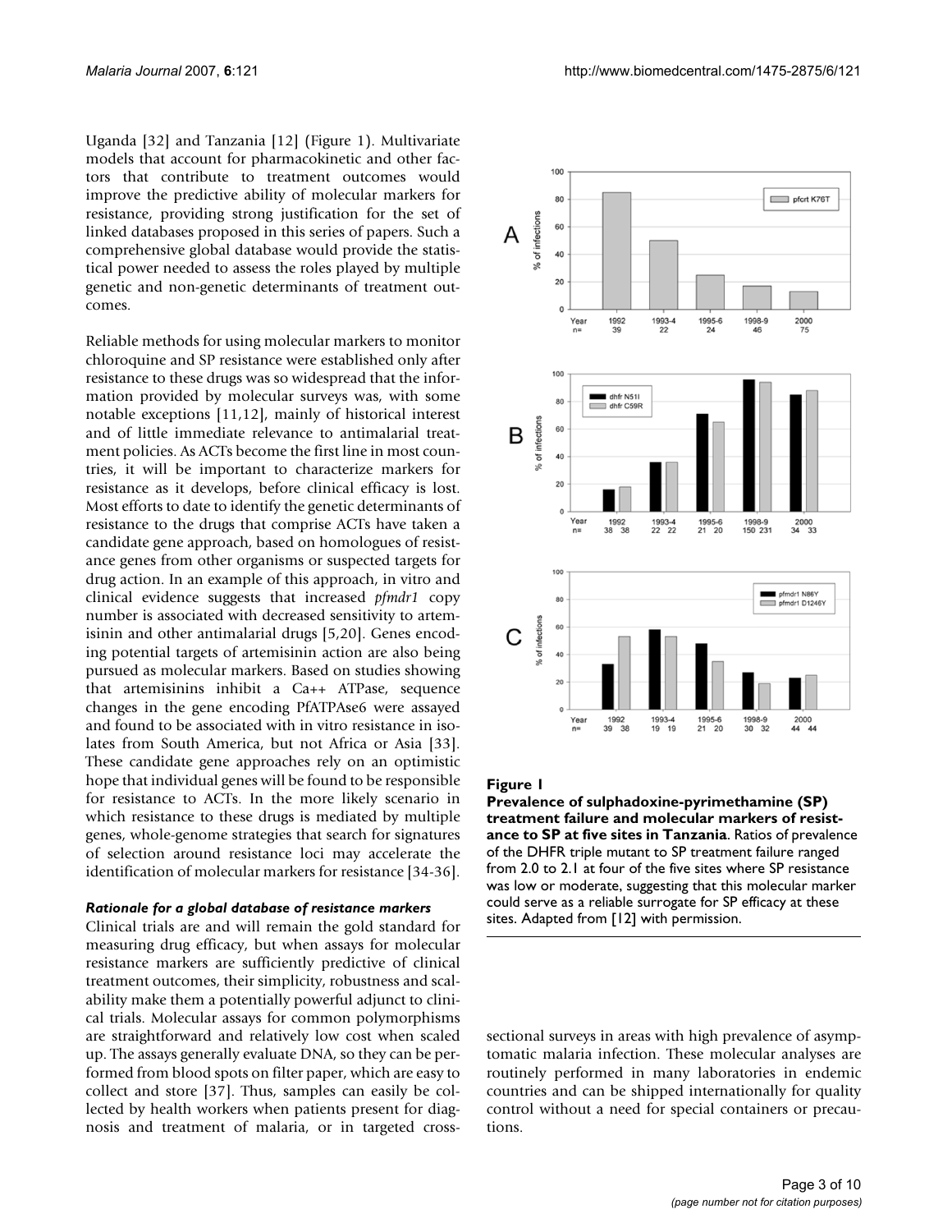Uganda [32] and Tanzania [12] (Figure 1). Multivariate models that account for pharmacokinetic and other factors that contribute to treatment outcomes would improve the predictive ability of molecular markers for resistance, providing strong justification for the set of linked databases proposed in this series of papers. Such a comprehensive global database would provide the statistical power needed to assess the roles played by multiple genetic and non-genetic determinants of treatment outcomes.

Reliable methods for using molecular markers to monitor chloroquine and SP resistance were established only after resistance to these drugs was so widespread that the information provided by molecular surveys was, with some notable exceptions [11,12], mainly of historical interest and of little immediate relevance to antimalarial treatment policies. As ACTs become the first line in most countries, it will be important to characterize markers for resistance as it develops, before clinical efficacy is lost. Most efforts to date to identify the genetic determinants of resistance to the drugs that comprise ACTs have taken a candidate gene approach, based on homologues of resistance genes from other organisms or suspected targets for drug action. In an example of this approach, in vitro and clinical evidence suggests that increased *pfmdr1* copy number is associated with decreased sensitivity to artemisinin and other antimalarial drugs [5,20]. Genes encoding potential targets of artemisinin action are also being pursued as molecular markers. Based on studies showing that artemisinins inhibit a Ca++ ATPase, sequence changes in the gene encoding PfATPAse6 were assayed and found to be associated with in vitro resistance in isolates from South America, but not Africa or Asia [33]. These candidate gene approaches rely on an optimistic hope that individual genes will be found to be responsible for resistance to ACTs. In the more likely scenario in which resistance to these drugs is mediated by multiple genes, whole-genome strategies that search for signatures of selection around resistance loci may accelerate the identification of molecular markers for resistance [34-36].

#### *Rationale for a global database of resistance markers*

Clinical trials are and will remain the gold standard for measuring drug efficacy, but when assays for molecular resistance markers are sufficiently predictive of clinical treatment outcomes, their simplicity, robustness and scalability make them a potentially powerful adjunct to clinical trials. Molecular assays for common polymorphisms are straightforward and relatively low cost when scaled up. The assays generally evaluate DNA, so they can be performed from blood spots on filter paper, which are easy to collect and store [37]. Thus, samples can easily be collected by health workers when patients present for diagnosis and treatment of malaria, or in targeted cross-sectional surveys in areas with high prevalence of asymptomatic malaria infection. These molecular analyses are routinely performed in many laboratories in endemic countries and can be shipped internationally for quality control without a need for special containers or precautions.

**Figure 1**

**Prevalence of sulphadoxine-pyrimethamine (SP) treatment failure and molecular markers of resistance to SP at five sites in Tanzania**. Ratios of prevalence of the DHFR triple mutant to SP treatment failure ranged from 2.0 to 2.1 at four of the five sites where SP resistance was low or moderate, suggesting that this molecular marker could serve as a reliable surrogate for SP efficacy at these sites. Adapted from [12] with permission.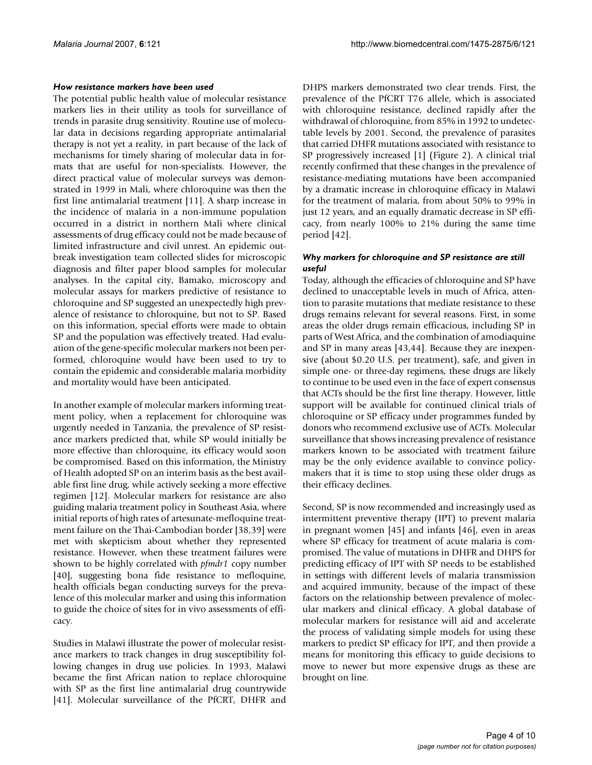### *How resistance markers have been used*

The potential public health value of molecular resistance markers lies in their utility as tools for surveillance of trends in parasite drug sensitivity. Routine use of molecular data in decisions regarding appropriate antimalarial therapy is not yet a reality, in part because of the lack of mechanisms for timely sharing of molecular data in formats that are useful for non-specialists. However, the direct practical value of molecular surveys was demonstrated in 1999 in Mali, where chloroquine was then the first line antimalarial treatment [11]. A sharp increase in the incidence of malaria in a non-immune population occurred in a district in northern Mali where clinical assessments of drug efficacy could not be made because of limited infrastructure and civil unrest. An epidemic outbreak investigation team collected slides for microscopic diagnosis and filter paper blood samples for molecular analyses. In the capital city, Bamako, microscopy and molecular assays for markers predictive of resistance to chloroquine and SP suggested an unexpectedly high prevalence of resistance to chloroquine, but not to SP. Based on this information, special efforts were made to obtain SP and the population was effectively treated. Had evaluation of the gene-specific molecular markers not been performed, chloroquine would have been used to try to contain the epidemic and considerable malaria morbidity and mortality would have been anticipated.

In another example of molecular markers informing treatment policy, when a replacement for chloroquine was urgently needed in Tanzania, the prevalence of SP resistance markers predicted that, while SP would initially be more effective than chloroquine, its efficacy would soon be compromised. Based on this information, the Ministry of Health adopted SP on an interim basis as the best available first line drug, while actively seeking a more effective regimen [12]. Molecular markers for resistance are also guiding malaria treatment policy in Southeast Asia, where initial reports of high rates of artesunate-mefloquine treatment failure on the Thai-Cambodian border [38,39] were met with skepticism about whether they represented resistance. However, when these treatment failures were shown to be highly correlated with *pfmdr1* copy number [40], suggesting bona fide resistance to mefloquine, health officials began conducting surveys for the prevalence of this molecular marker and using this information to guide the choice of sites for in vivo assessments of efficacy.

Studies in Malawi illustrate the power of molecular resistance markers to track changes in drug susceptibility following changes in drug use policies. In 1993, Malawi became the first African nation to replace chloroquine with SP as the first line antimalarial drug countrywide [41]. Molecular surveillance of the PfCRT, DHFR and DHPS markers demonstrated two clear trends. First, the prevalence of the PfCRT T76 allele, which is associated with chloroquine resistance, declined rapidly after the withdrawal of chloroquine, from 85% in 1992 to undetectable levels by 2001. Second, the prevalence of parasites that carried DHFR mutations associated with resistance to SP progressively increased [1] (Figure 2). A clinical trial recently confirmed that these changes in the prevalence of resistance-mediating mutations have been accompanied by a dramatic increase in chloroquine efficacy in Malawi for the treatment of malaria, from about 50% to 99% in just 12 years, and an equally dramatic decrease in SP efficacy, from nearly 100% to 21% during the same time period [42].

### *Why markers for chloroquine and SP resistance are still useful*

Today, although the efficacies of chloroquine and SP have declined to unacceptable levels in much of Africa, attention to parasite mutations that mediate resistance to these drugs remains relevant for several reasons. First, in some areas the older drugs remain efficacious, including SP in parts of West Africa, and the combination of amodiaquine and SP in many areas [43,44]. Because they are inexpensive (about $0.20 U.S. per treatment), safe, and given in simple one- or three-day regimens, these drugs are likely to continue to be used even in the face of expert consensus that ACTs should be the first line therapy. However, little support will be available for continued clinical trials of chloroquine or SP efficacy under programmes funded by donors who recommend exclusive use of ACTs. Molecular surveillance that shows increasing prevalence of resistance markers known to be associated with treatment failure may be the only evidence available to convince policymakers that it is time to stop using these older drugs as their efficacy declines.

Second, SP is now recommended and increasingly used as intermittent preventive therapy (IPT) to prevent malaria in pregnant women [45] and infants [46], even in areas where SP efficacy for treatment of acute malaria is compromised. The value of mutations in DHFR and DHPS for predicting efficacy of IPT with SP needs to be established in settings with different levels of malaria transmission and acquired immunity, because of the impact of these factors on the relationship between prevalence of molecular markers and clinical efficacy. A global database of molecular markers for resistance will aid and accelerate the process of validating simple models for using these markers to predict SP efficacy for IPT, and then provide a means for monitoring this efficacy to guide decisions to move to newer but more expensive drugs as these are brought on line.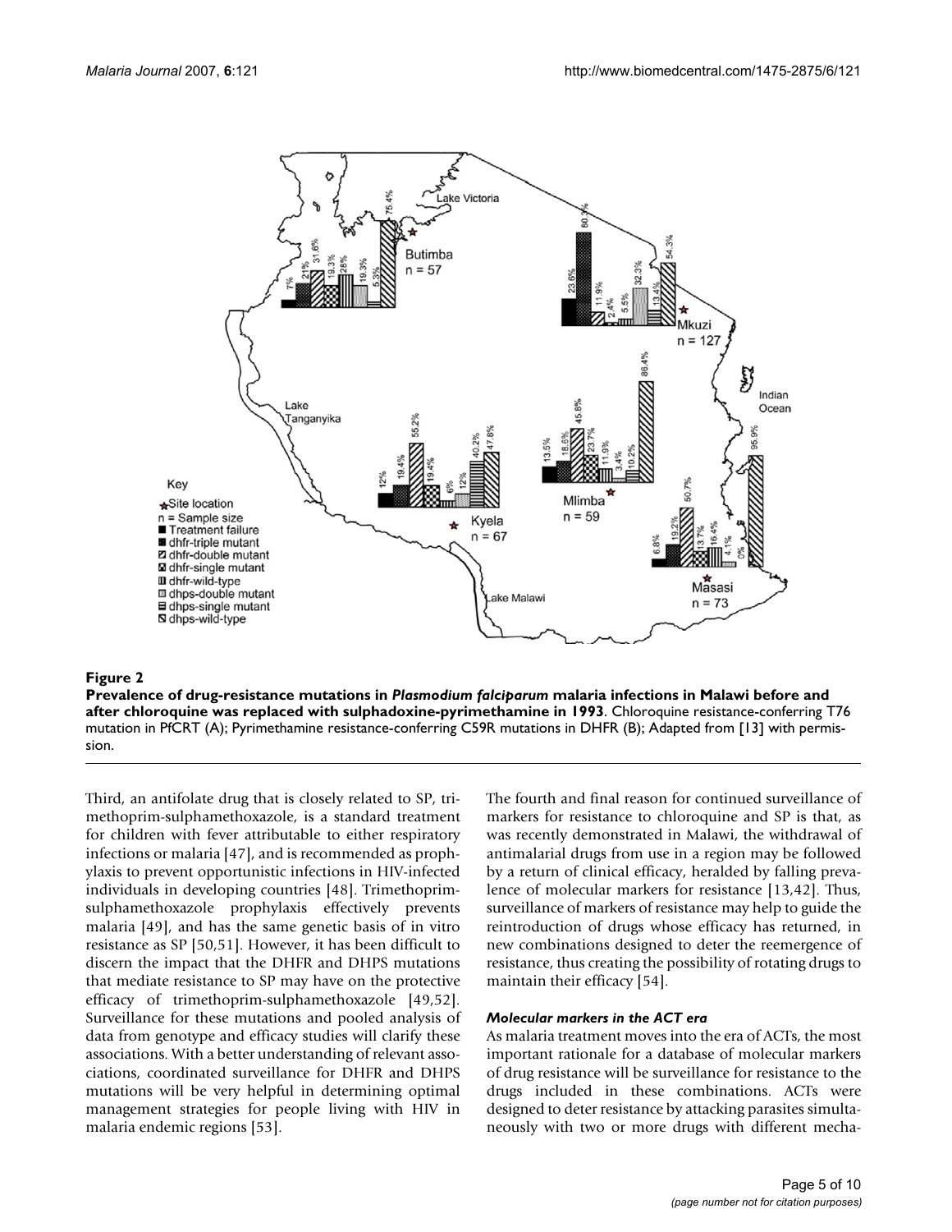**Figure 2**

**Prevalence of drug-resistance mutations in *Plasmodium falciparum* malaria infections in Malawi before and after chloroquine was replaced with sulphadoxine-pyrimethamine in 1993**. Chloroquine resistance-conferring T76 mutation in PfCRT (A); Pyrimethamine resistance-conferring C59R mutations in DHFR (B); Adapted from [13] with permission.

Third, an antifolate drug that is closely related to SP, trimethoprim-sulphamethoxazole, is a standard treatment for children with fever attributable to either respiratory infections or malaria [47], and is recommended as prophylaxis to prevent opportunistic infections in HIV-infected individuals in developing countries [48]. Trimethoprim-sulphamethoxazole prophylaxis effectively prevents malaria [49], and has the same genetic basis of in vitro resistance as SP [50,51]. However, it has been difficult to discern the impact that the DHFR and DHPS mutations that mediate resistance to SP may have on the protective efficacy of trimethoprim-sulphamethoxazole [49,52]. Surveillance for these mutations and pooled analysis of data from genotype and efficacy studies will clarify these associations. With a better understanding of relevant associations, coordinated surveillance for DHFR and DHPS mutations will be very helpful in determining optimal management strategies for people living with HIV in malaria endemic regions [53].

The fourth and final reason for continued surveillance of markers for resistance to chloroquine and SP is that, as was recently demonstrated in Malawi, the withdrawal of antimalarial drugs from use in a region may be followed by a return of clinical efficacy, heralded by falling prevalence of molecular markers for resistance [13,42]. Thus, surveillance of markers of resistance may help to guide the reintroduction of drugs whose efficacy has returned, in new combinations designed to deter the reemergence of resistance, thus creating the possibility of rotating drugs to maintain their efficacy [54].

### *Molecular markers in the ACT era*

As malaria treatment moves into the era of ACTs, the most important rationale for a database of molecular markers of drug resistance will be surveillance for resistance to the drugs included in these combinations. ACTs were designed to deter resistance by attacking parasites simultaneously with two or more drugs with different mecha-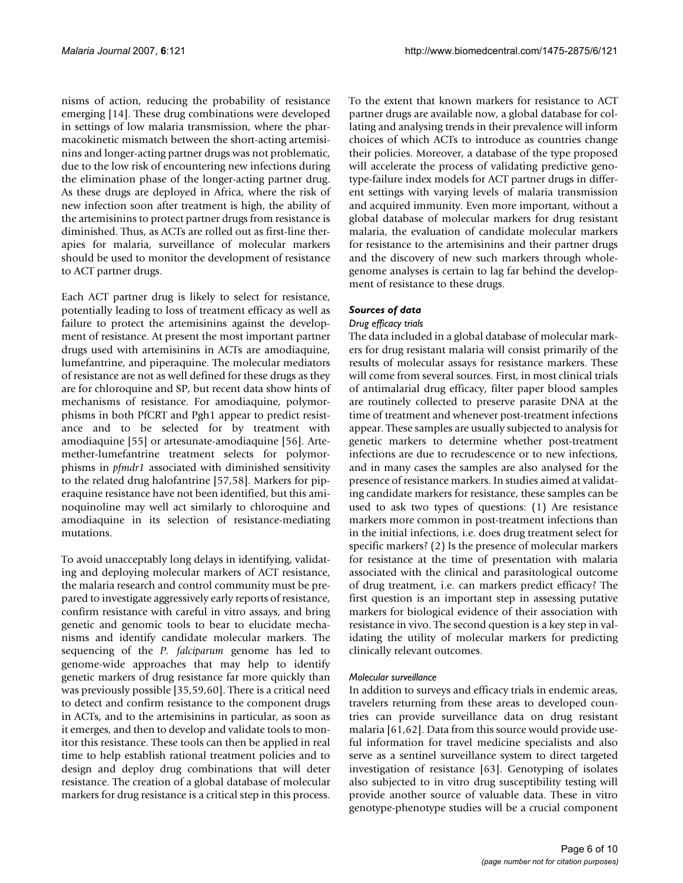nisms of action, reducing the probability of resistance emerging [14]. These drug combinations were developed in settings of low malaria transmission, where the pharmacokinetic mismatch between the short-acting artemisinins and longer-acting partner drugs was not problematic, due to the low risk of encountering new infections during the elimination phase of the longer-acting partner drug. As these drugs are deployed in Africa, where the risk of new infection soon after treatment is high, the ability of the artemisinins to protect partner drugs from resistance is diminished. Thus, as ACTs are rolled out as first-line therapies for malaria, surveillance of molecular markers should be used to monitor the development of resistance to ACT partner drugs.

Each ACT partner drug is likely to select for resistance, potentially leading to loss of treatment efficacy as well as failure to protect the artemisinins against the development of resistance. At present the most important partner drugs used with artemisinins in ACTs are amodiaquine, lumefantrine, and piperaquine. The molecular mediators of resistance are not as well defined for these drugs as they are for chloroquine and SP, but recent data show hints of mechanisms of resistance. For amodiaquine, polymorphisms in both PfCRT and Pgh1 appear to predict resistance and to be selected for by treatment with amodiaquine [55] or artesunate-amodiaquine [56]. Artemether-lumefantrine treatment selects for polymorphisms in *pfmdr1* associated with diminished sensitivity to the related drug halofantrine [57,58]. Markers for piperaquine resistance have not been identified, but this aminoquinoline may well act similarly to chloroquine and amodiaquine in its selection of resistance-mediating mutations.

To avoid unacceptably long delays in identifying, validating and deploying molecular markers of ACT resistance, the malaria research and control community must be prepared to investigate aggressively early reports of resistance, confirm resistance with careful in vitro assays, and bring genetic and genomic tools to bear to elucidate mechanisms and identify candidate molecular markers. The sequencing of the *P. falciparum* genome has led to genome-wide approaches that may help to identify genetic markers of drug resistance far more quickly than was previously possible [35,59,60]. There is a critical need to detect and confirm resistance to the component drugs in ACTs, and to the artemisinins in particular, as soon as it emerges, and then to develop and validate tools to monitor this resistance. These tools can then be applied in real time to help establish rational treatment policies and to design and deploy drug combinations that will deter resistance. The creation of a global database of molecular markers for drug resistance is a critical step in this process.

To the extent that known markers for resistance to ACT partner drugs are available now, a global database for collating and analysing trends in their prevalence will inform choices of which ACTs to introduce as countries change their policies. Moreover, a database of the type proposed will accelerate the process of validating predictive genotype-failure index models for ACT partner drugs in different settings with varying levels of malaria transmission and acquired immunity. Even more important, without a global database of molecular markers for drug resistant malaria, the evaluation of candidate molecular markers for resistance to the artemisinins and their partner drugs and the discovery of new such markers through whole-genome analyses is certain to lag far behind the development of resistance to these drugs.

### Sources of data

#### *Drug efficacy trials*

The data included in a global database of molecular markers for drug resistant malaria will consist primarily of the results of molecular assays for resistance markers. These will come from several sources. First, in most clinical trials of antimalarial drug efficacy, filter paper blood samples are routinely collected to preserve parasite DNA at the time of treatment and whenever post-treatment infections appear. These samples are usually subjected to analysis for genetic markers to determine whether post-treatment infections are due to recrudescence or to new infections, and in many cases the samples are also analysed for the presence of resistance markers. In studies aimed at validating candidate markers for resistance, these samples can be used to ask two types of questions: (1) Are resistance markers more common in post-treatment infections than in the initial infections, i.e. does drug treatment select for specific markers? (2) Is the presence of molecular markers for resistance at the time of presentation with malaria associated with the clinical and parasitological outcome of drug treatment, i.e. can markers predict efficacy? The first question is an important step in assessing putative markers for biological evidence of their association with resistance in vivo. The second question is a key step in validating the utility of molecular markers for predicting clinically relevant outcomes.

#### *Molecular surveillance*

In addition to surveys and efficacy trials in endemic areas, travelers returning from these areas to developed countries can provide surveillance data on drug resistant malaria [61,62]. Data from this source would provide useful information for travel medicine specialists and also serve as a sentinel surveillance system to direct targeted investigation of resistance [63]. Genotyping of isolates also subjected to in vitro drug susceptibility testing will provide another source of valuable data. These in vitro genotype-phenotype studies will be a crucial component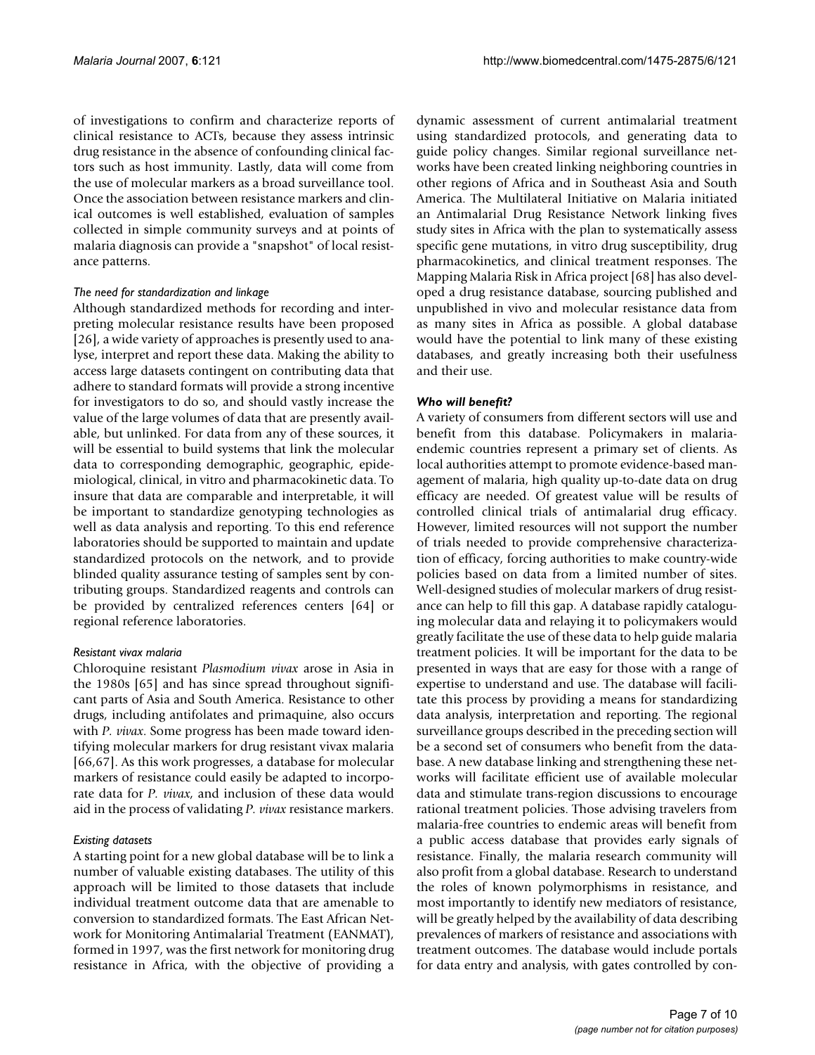of investigations to confirm and characterize reports of clinical resistance to ACTs, because they assess intrinsic drug resistance in the absence of confounding clinical factors such as host immunity. Lastly, data will come from the use of molecular markers as a broad surveillance tool. Once the association between resistance markers and clinical outcomes is well established, evaluation of samples collected in simple community surveys and at points of malaria diagnosis can provide a "snapshot" of local resistance patterns.

#### *The need for standardization and linkage*

Although standardized methods for recording and interpreting molecular resistance results have been proposed [26], a wide variety of approaches is presently used to analyse, interpret and report these data. Making the ability to access large datasets contingent on contributing data that adhere to standard formats will provide a strong incentive for investigators to do so, and should vastly increase the value of the large volumes of data that are presently available, but unlinked. For data from any of these sources, it will be essential to build systems that link the molecular data to corresponding demographic, geographic, epidemiological, clinical, in vitro and pharmacokinetic data. To insure that data are comparable and interpretable, it will be important to standardize genotyping technologies as well as data analysis and reporting. To this end reference laboratories should be supported to maintain and update standardized protocols on the network, and to provide blinded quality assurance testing of samples sent by contributing groups. Standardized reagents and controls can be provided by centralized references centers [64] or regional reference laboratories.

#### *Resistant vivax malaria*

Chloroquine resistant *Plasmodium vivax* arose in Asia in the 1980s [65] and has since spread throughout significant parts of Asia and South America. Resistance to other drugs, including antifolates and primaquine, also occurs with *P. vivax*. Some progress has been made toward identifying molecular markers for drug resistant vivax malaria [66,67]. As this work progresses, a database for molecular markers of resistance could easily be adapted to incorporate data for *P. vivax*, and inclusion of these data would aid in the process of validating *P. vivax* resistance markers.

#### *Existing datasets*

A starting point for a new global database will be to link a number of valuable existing databases. The utility of this approach will be limited to those datasets that include individual treatment outcome data that are amenable to conversion to standardized formats. The East African Network for Monitoring Antimalarial Treatment (EANMAT), formed in 1997, was the first network for monitoring drug resistance in Africa, with the objective of providing a dynamic assessment of current antimalarial treatment using standardized protocols, and generating data to guide policy changes. Similar regional surveillance networks have been created linking neighboring countries in other regions of Africa and in Southeast Asia and South America. The Multilateral Initiative on Malaria initiated an Antimalarial Drug Resistance Network linking fives study sites in Africa with the plan to systematically assess specific gene mutations, in vitro drug susceptibility, drug pharmacokinetics, and clinical treatment responses. The Mapping Malaria Risk in Africa project [68] has also developed a drug resistance database, sourcing published and unpublished in vivo and molecular resistance data from as many sites in Africa as possible. A global database would have the potential to link many of these existing databases, and greatly increasing both their usefulness and their use.

### *Who will benefit?*

A variety of consumers from different sectors will use and benefit from this database. Policymakers in malaria-endemic countries represent a primary set of clients. As local authorities attempt to promote evidence-based management of malaria, high quality up-to-date data on drug efficacy are needed. Of greatest value will be results of controlled clinical trials of antimalarial drug efficacy. However, limited resources will not support the number of trials needed to provide comprehensive characterization of efficacy, forcing authorities to make country-wide policies based on data from a limited number of sites. Well-designed studies of molecular markers of drug resistance can help to fill this gap. A database rapidly cataloguing molecular data and relaying it to policymakers would greatly facilitate the use of these data to help guide malaria treatment policies. It will be important for the data to be presented in ways that are easy for those with a range of expertise to understand and use. The database will facilitate this process by providing a means for standardizing data analysis, interpretation and reporting. The regional surveillance groups described in the preceding section will be a second set of consumers who benefit from the database. A new database linking and strengthening these networks will facilitate efficient use of available molecular data and stimulate trans-region discussions to encourage rational treatment policies. Those advising travelers from malaria-free countries to endemic areas will benefit from a public access database that provides early signals of resistance. Finally, the malaria research community will also profit from a global database. Research to understand the roles of known polymorphisms in resistance, and most importantly to identify new mediators of resistance, will be greatly helped by the availability of data describing prevalences of markers of resistance and associations with treatment outcomes. The database would include portals for data entry and analysis, with gates controlled by con-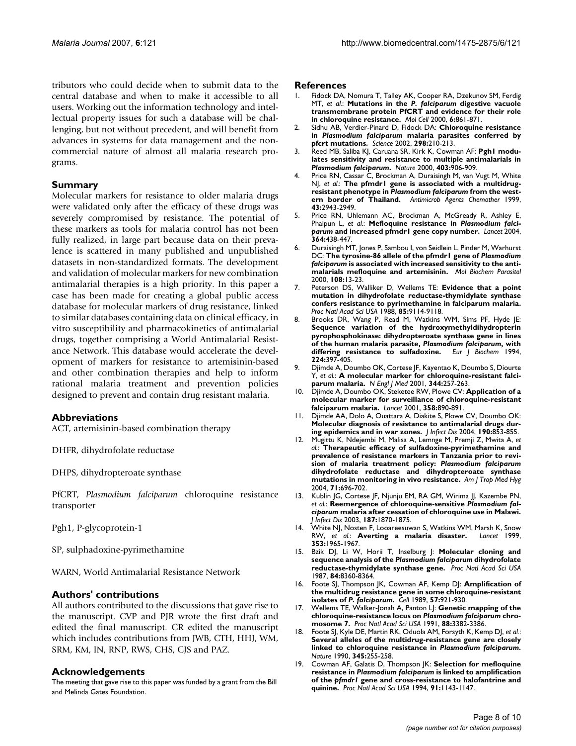tributors who could decide when to submit data to the central database and when to make it accessible to all users. Working out the information technology and intellectual property issues for such a database will be challenging, but not without precedent, and will benefit from advances in systems for data management and the non-commercial nature of almost all malaria research programs.

## Summary

Molecular markers for resistance to older malaria drugs were validated only after the efficacy of these drugs was severely compromised by resistance. The potential of these markers as tools for malaria control has not been fully realized, in large part because data on their prevalence is scattered in many published and unpublished datasets in non-standardized formats. The development and validation of molecular markers for new combination antimalarial therapies is a high priority. In this paper a case has been made for creating a global public access database for molecular markers of drug resistance, linked to similar databases containing data on clinical efficacy, in vitro susceptibility and pharmacokinetics of antimalarial drugs, together comprising a World Antimalarial Resistance Network. This database would accelerate the development of markers for resistance to artemisinin-based and other combination therapies and help to inform rational malaria treatment and prevention policies designed to prevent and contain drug resistant malaria.

## Abbreviations

ACT, artemisinin-based combination therapy

DHFR, dihydrofolate reductase

DHPS, dihydropteroate synthase

PfCRT, *Plasmodium falciparum* chloroquine resistance transporter

Pgh1, P-glycoprotein-1

SP, sulphadoxine-pyrimethamine

WARN, World Antimalarial Resistance Network

## Authors' contributions

All authors contributed to the discussions that gave rise to the manuscript. CVP and PJR wrote the first draft and edited the final manuscript. CR edited the manuscript which includes contributions from JWB, CTH, HHJ, WM, SRM, KM, IN, RNP, RWS, CHS, CJS and PAZ.

## Acknowledgements

The meeting that gave rise to this paper was funded by a grant from the Bill and Melinda Gates Foundation.

## References

1. Fidock DA, Nomura T, Talley AK, Cooper RA, Dzekunov SM, Ferdig MT, *et al.*: **Mutations in the *P. falciparum* digestive vacuole transmembrane protein PfCRT and evidence for their role in chloroquine resistance.** *Mol Cell* 2000, **6:**861-871.
2. Sidhu AB, Verdier-Pinard D, Fidock DA: **Chloroquine resistance in *Plasmodium falciparum* malaria parasites conferred by pfcrt mutations.** *Science* 2002, **298:**210-213.
3. Reed MB, Saliba KJ, Caruana SR, Kirk K, Cowman AF: **Pgh1 modulates sensitivity and resistance to multiple antimalarials in *Plasmodium falciparum*.** *Nature* 2000, **403:**906-909.
4. Price RN, Cassar C, Brockman A, Duraisingh M, van Vugt M, White NJ, *et al.*: **The pfmdr1 gene is associated with a multidrug-resistant phenotype in *Plasmodium falciparum* from the western border of Thailand.** *Antimicrob Agents Chemother* 1999, **43:**2943-2949.
5. Price RN, Uhlemann AC, Brockman A, McGready R, Ashley E, Phaipun L, *et al.*: **Mefloquine resistance in *Plasmodium falciparum* and increased pfmdr1 gene copy number.** *Lancet* 2004, **364:**438-447.
6. Duraisingh MT, Jones P, Sambou I, von Seidlein L, Pinder M, Warhurst DC: **The tyrosine-86 allele of the pfmdr1 gene of *Plasmodium falciparum* is associated with increased sensitivity to the antimalarials mefloquine and artemisinin.** *Mol Biochem Parasitol* 2000, **108:**13-23.
7. Peterson DS, Walliker D, Wellems TE: **Evidence that a point mutation in dihydrofolate reductase-thymidylate synthase confers resistance to pyrimethamine in falciparum malaria.** *Proc Natl Acad Sci USA* 1988, **85:**9114-9118.
8. Brooks DR, Wang P, Read M, Watkins WM, Sims PF, Hyde JE: **Sequence variation of the hydroxymethyldihydropterin pyrophosphokinase: dihydropteroate synthase gene in lines of the human malaria parasite, *Plasmodium falciparum*, with differing resistance to sulfadoxine.** *Eur J Biochem* 1994, **224:**397-405.
9. Djimde A, Doumbo OK, Cortese JF, Kayentao K, Doumbo S, Diourte Y, *et al.*: **A molecular marker for chloroquine-resistant falciparum malaria.** *N Engl J Med* 2001, **344:**257-263.
10. Djimde A, Doumbo OK, Steketee RW, Plowe CV: **Application of a molecular marker for surveillance of chloroquine-resistant falciparum malaria.** *Lancet* 2001, **358:**890-891.
11. Djimde AA, Dolo A, Ouattara A, Diakite S, Plowe CV, Doumbo OK: **Molecular diagnosis of resistance to antimalarial drugs during epidemics and in war zones.** *J Infect Dis* 2004, **190:**853-855.
12. Mugittu K, Ndejembi M, Malisa A, Lemnge M, Premji Z, Mwita A, *et al.*: **Therapeutic efficacy of sulfadoxine-pyrimethamine and prevalence of resistance markers in Tanzania prior to revision of malaria treatment policy: *Plasmodium falciparum* dihydrofolate reductase and dihydropteroate synthase mutations in monitoring in vivo resistance.** *Am J Trop Med Hyg* 2004, **71:**696-702.
13. Kublin JG, Cortese JF, Njunju EM, RA GM, Wirima JJ, Kazembe PN, *et al.*: **Reemergence of chloroquine-sensitive *Plasmodium falciparum* malaria after cessation of chloroquine use in Malawi.** *J Infect Dis* 2003, **187:**1870-1875.
14. White NJ, Nosten F, Looareesuwan S, Watkins WM, Marsh K, Snow RW, *et al.*: **Averting a malaria disaster.** *Lancet* 1999, **353:**1965-1967.
15. Bzik DJ, Li W, Horii T, Inselburg J: **Molecular cloning and sequence analysis of the *Plasmodium falciparum* dihydrofolate reductase-thymidylate synthase gene.** *Proc Natl Acad Sci USA* 1987, **84:**8360-8364.
16. Foote SJ, Thompson JK, Cowman AF, Kemp DJ: **Amplification of the multidrug resistance gene in some chloroquine-resistant isolates of *P. falciparum*.** *Cell* 1989, **57:**921-930.
17. Wellems TE, Walker-Jonah A, Panton LJ: **Genetic mapping of the chloroquine-resistance locus on *Plasmodium falciparum* chromosome 7.** *Proc Natl Acad Sci USA* 1991, **88:**3382-3386.
18. Foote SJ, Kyle DE, Martin RK, Oduola AM, Forsyth K, Kemp DJ, *et al.*: **Several alleles of the multidrug-resistance gene are closely linked to chloroquine resistance in *Plasmodium falciparum*.** *Nature* 1990, **345:**255-258.
19. Cowman AF, Galatis D, Thompson JK: **Selection for mefloquine resistance in *Plasmodium falciparum* is linked to amplification of the *pfmdr1* gene and cross-resistance to halofantrine and quinine.** *Proc Natl Acad Sci USA* 1994, **91:**1143-1147.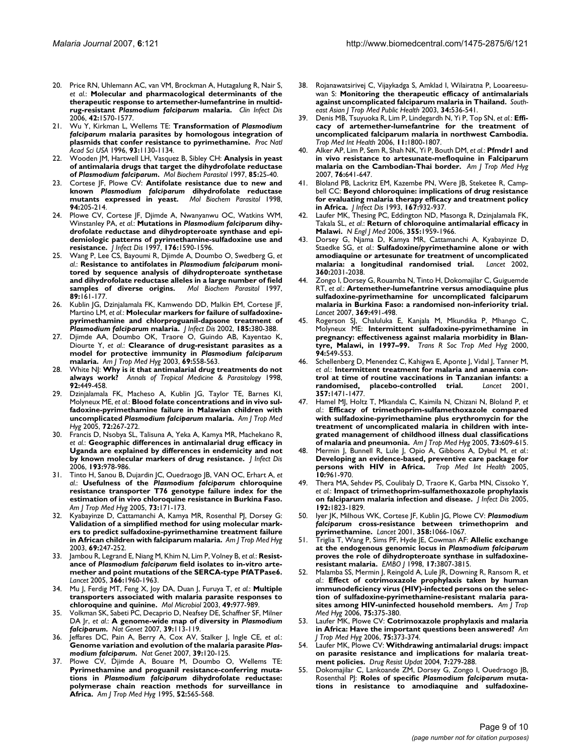20. Price RN, Uhlemann AC, van VM, Brockman A, Hutagalung R, Nair S, *et al.*: **Molecular and pharmacological determinants of the therapeutic response to artemether-lumefantrine in multidrug-resistant *Plasmodium falciparum* malaria.** *Clin Infect Dis* 2006, **42:**1570-1577.
21. Wu Y, Kirkman L, Wellems TE: **Transformation of *Plasmodium falciparum* malaria parasites by homologous integration of plasmids that confer resistance to pyrimethamine.** *Proc Natl Acad Sci USA* 1996, **93:**1130-1134.
22. Wooden JM, Hartwell LH, Vasquez B, Sibley CH: **Analysis in yeast of antimalaria drugs that target the dihydrofolate reductase of *Plasmodium falciparum*.** *Mol Biochem Parasitol* 1997, **85:**25-40.
23. Cortese JF, Plowe CV: **Antifolate resistance due to new and known *Plasmodium falciparum* dihydrofolate reductase mutants expressed in yeast.** *Mol Biochem Parasitol* 1998, **94:**205-214.
24. Plowe CV, Cortese JF, Djimde A, Nwanyanwu OC, Watkins WM, Winstanley PA, *et al.*: **Mutations in *Plasmodium falciparum* dihydrofolate reductase and dihydropteroate synthase and epidemiologic patterns of pyrimethamine-sulfadoxine use and resistance.** *J Infect Dis* 1997, **176:**1590-1596.
25. Wang P, Lee CS, Bayoumi R, Djimde A, Doumbo O, Swedberg G, *et al.*: **Resistance to antifolates in *Plasmodium falciparum* monitored by sequence analysis of dihydropteroate synthetase and dihydrofolate reductase alleles in a large number of field samples of diverse origins.** *Mol Biochem Parasitol* 1997, **89:**161-177.
26. Kublin JG, Dzinjalamala FK, Kamwendo DD, Malkin EM, Cortese JF, Martino LM, *et al.*: **Molecular markers for failure of sulfadoxine-pyrimethamine and chlorproguanil-dapsone treatment of *Plasmodium falciparum* malaria.** *J Infect Dis* 2002, **185:**380-388.
27. Djimde AA, Doumbo OK, Traore O, Guindo AB, Kayentao K, Diourte Y, *et al.*: **Clearance of drug-resistant parasites as a model for protective immunity in *Plasmodium falciparum* malaria.** *Am J Trop Med Hyg* 2003, **69:**558-563.
28. White NJ: **Why is it that antimalarial drug treatments do not always work?** *Annals of Tropical Medicine & Parasitology* 1998, **92:**449-458.
29. Dzinjalamala FK, Macheso A, Kublin JG, Taylor TE, Barnes KI, Molyneux ME, *et al.*: **Blood folate concentrations and in vivo sulfadoxine-pyrimethamine failure in Malawian children with uncomplicated *Plasmodium falciparum* malaria.** *Am J Trop Med Hyg* 2005, **72:**267-272.
30. Francis D, Nsobya SL, Talisuna A, Yeka A, Kamya MR, Machekano R, *et al.*: **Geographic differences in antimalarial drug efficacy in Uganda are explained by differences in endemicity and not by known molecular markers of drug resistance.** *J Infect Dis* 2006, **193:**978-986.
31. Tinto H, Sanou B, Dujardin JC, Ouedraogo JB, VAN OC, Erhart A, *et al.*: **Usefulness of the *Plasmodium falciparum* chloroquine resistance transporter T76 genotype failure index for the estimation of in vivo chloroquine resistance in Burkina Faso.** *Am J Trop Med Hyg* 2005, **73:**171-173.
32. Kyabayinze D, Cattamanchi A, Kamya MR, Rosenthal PJ, Dorsey G: **Validation of a simplified method for using molecular markers to predict sulfadoxine-pyrimethamine treatment failure in African children with falciparum malaria.** *Am J Trop Med Hyg* 2003, **69:**247-252.
33. Jambou R, Legrand E, Niang M, Khim N, Lim P, Volney B, *et al.*: **Resistance of *Plasmodium falciparum* field isolates to in-vitro artemether and point mutations of the SERCA-type PfATPase6.** *Lancet* 2005, **366:**1960-1963.
34. Mu J, Ferdig MT, Feng X, Joy DA, Duan J, Furuya T, *et al.*: **Multiple transporters associated with malaria parasite responses to chloroquine and quinine.** *Mol Microbiol* 2003, **49:**977-989.
35. Volkman SK, Sabeti PC, Decaprio D, Neafsey DE, Schaffner SF, Milner DA Jr, *et al.*: **A genome-wide map of diversity in *Plasmodium falciparum*.** *Nat Genet* 2007, **39:**113-119.
36. Jeffares DC, Pain A, Berry A, Cox AV, Stalker J, Ingle CE, *et al.*: **Genome variation and evolution of the malaria parasite *Plasmodium falciparum*.** *Nat Genet* 2007, **39:**120-125.
37. Plowe CV, Djimde A, Bouare M, Doumbo O, Wellems TE: **Pyrimethamine and proguanil resistance-conferring mutations in *Plasmodium falciparum* dihydrofolate reductase: polymerase chain reaction methods for surveillance in Africa.** *Am J Trop Med Hyg* 1995, **52:**565-568.
38. Rojanawatsirivej C, Vijaykadga S, Amklad I, Wilairatna P, Looareesuwan S: **Monitoring the therapeutic efficacy of antimalarials against uncomplicated falciparum malaria in Thailand.** *Southeast Asian J Trop Med Public Health* 2003, **34:**536-541.
39. Denis MB, Tsuyuoka R, Lim P, Lindegardh N, Yi P, Top SN, *et al.*: **Efficacy of artemether-lumefantrine for the treatment of uncomplicated falciparum malaria in northwest Cambodia.** *Trop Med Int Health* 2006, **11:**1800-1807.
40. Alker AP, Lim P, Sem R, Shah NK, Yi P, Bouth DM, *et al.*: **Pfmdr1 and in vivo resistance to artesunate-mefloquine in Falciparum malaria on the Cambodian-Thai border.** *Am J Trop Med Hyg* 2007, **76:**641-647.
41. Bloland PB, Lackritz EM, Kazembe PN, Were JB, Steketee R, Campbell CC: **Beyond chloroquine: implications of drug resistance for evaluating malaria therapy efficacy and treatment policy in Africa.** *J Infect Dis* 1993, **167:**932-937.
42. Laufer MK, Thesing PC, Eddington ND, Masonga R, Dzinjalamala FK, Takala SL, *et al.*: **Return of chloroquine antimalarial efficacy in Malawi.** *N Engl J Med* 2006, **355:**1959-1966.
43. Dorsey G, Njama D, Kamya MR, Cattamanchi A, Kyabayinze D, Staedke SG, *et al.*: **Sulfadoxine/pyrimethamine alone or with amodiaquine or artesunate for treatment of uncomplicated malaria: a longitudinal randomised trial.** *Lancet* 2002, **360:**2031-2038.
44. Zongo I, Dorsey G, Rouamba N, Tinto H, Dokomajilar C, Guiguemde RT, *et al.*: **Artemether-lumefantrine versus amodiaquine plus sulfadoxine-pyrimethamine for uncomplicated falciparum malaria in Burkina Faso: a randomised non-inferiority trial.** *Lancet* 2007, **369:**491-498.
45. Rogerson SJ, Chaluluka E, Kanjala M, Mkundika P, Mhango C, Molyneux ME: **Intermittent sulfadoxine-pyrimethamine in pregnancy: effectiveness against malaria morbidity in Blantyre, Malawi, in 1997–99.** *Trans R Soc Trop Med Hyg* 2000, **94:**549-553.
46. Schellenberg D, Menendez C, Kahigwa E, Aponte J, Vidal J, Tanner M, *et al.*: **Intermittent treatment for malaria and anaemia control at time of routine vaccinations in Tanzanian infants: a randomised, placebo-controlled trial.** *Lancet* 2001, **357:**1471-1477.
47. Hamel MJ, Holtz T, Mkandala C, Kaimila N, Chizani N, Bloland P, *et al.*: **Efficacy of trimethoprim-sulfamethoxazole compared with sulfadoxine-pyrimethamine plus erythromycin for the treatment of uncomplicated malaria in children with integrated management of childhood illness dual classifications of malaria and pneumonia.** *Am J Trop Med Hyg* 2005, **73:**609-615.
48. Mermin J, Bunnell R, Lule J, Opio A, Gibbons A, Dybul M, *et al.*: **Developing an evidence-based, preventive care package for persons with HIV in Africa.** *Trop Med Int Health* 2005, **10:**961-970.
49. Thera MA, Sehdev PS, Coulibaly D, Traore K, Garba MN, Cissoko Y, *et al.*: **Impact of trimethoprim-sulfamethoxazole prophylaxis on falciparum malaria infection and disease.** *J Infect Dis* 2005, **192:**1823-1829.
50. Iyer JK, Milhous WK, Cortese JF, Kublin JG, Plowe CV: ***Plasmodium falciparum* cross-resistance between trimethoprim and pyrimethamine.** *Lancet* 2001, **358:**1066-1067.
51. Triglia T, Wang P, Sims PF, Hyde JE, Cowman AF: **Allelic exchange at the endogenous genomic locus in *Plasmodium falciparum* proves the role of dihydropteroate synthase in sulfadoxine-resistant malaria.** *EMBO J* 1998, **17:**3807-3815.
52. Malamba SS, Mermin J, Reingold A, Lule JR, Downing R, Ransom R, *et al.*: **Effect of cotrimoxazole prophylaxis taken by human immunodeficiency virus (HIV)-infected persons on the selection of sulfadoxine-pyrimethamine-resistant malaria parasites among HIV-uninfected household members.** *Am J Trop Med Hyg* 2006, **75:**375-380.
53. Laufer MK, Plowe CV: **Cotrimoxazole prophylaxis and malaria in Africa: Have the important questions been answered?** *Am J Trop Med Hyg* 2006, **75:**373-374.
54. Laufer MK, Plowe CV: **Withdrawing antimalarial drugs: impact on parasite resistance and implications for malaria treatment policies.** *Drug Resist Updat* 2004, **7:**279-288.
55. Dokomajilar C, Lankoande ZM, Dorsey G, Zongo I, Ouedraogo JB, Rosenthal PJ: **Roles of specific *Plasmodium falciparum* mutations in resistance to amodiaquine and sulfadoxine-**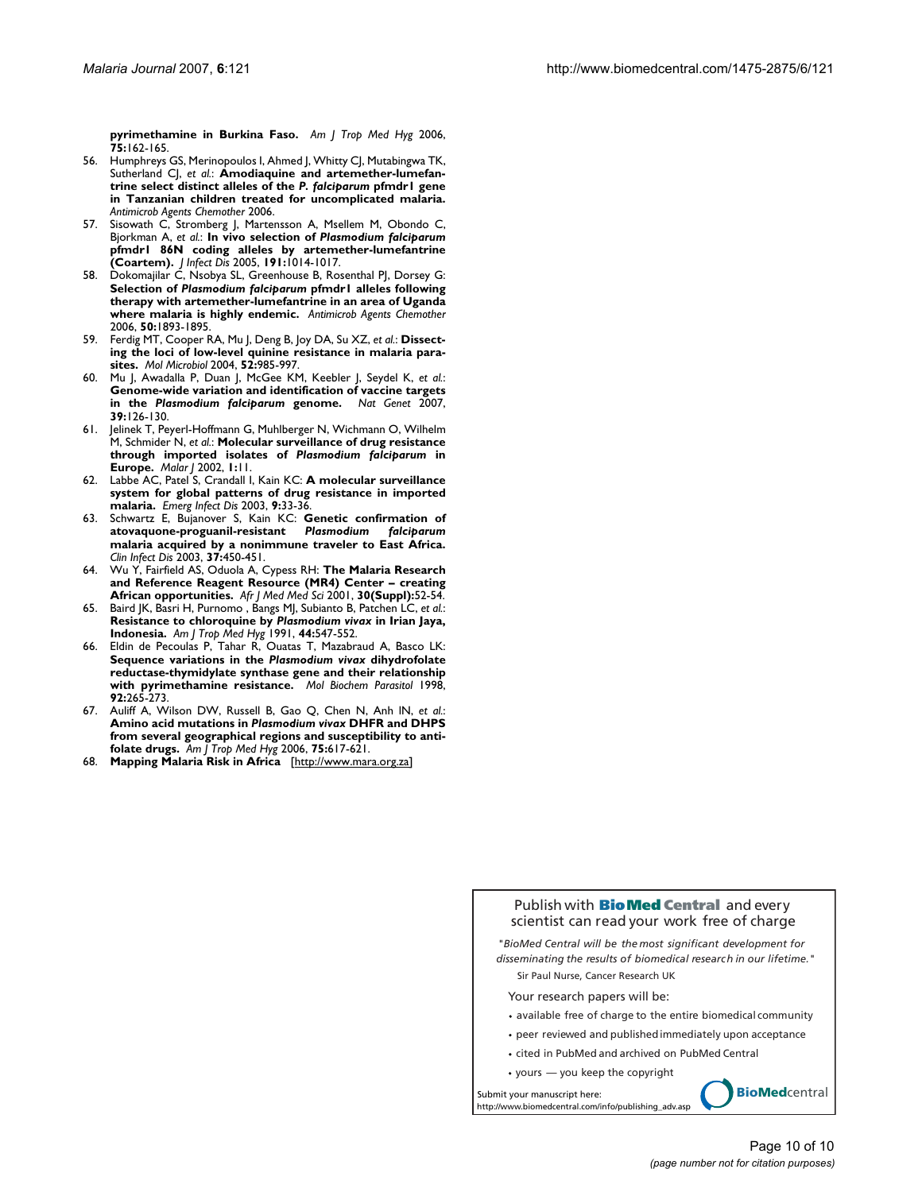**pyrimethamine in Burkina Faso.** *Am J Trop Med Hyg* 2006, **75:**162-165.

56. Humphreys GS, Merinopoulos I, Ahmed J, Whitty CJ, Mutabingwa TK, Sutherland CJ, *et al.*: **Amodiaquine and artemether-lumefantrine select distinct alleles of the *P. falciparum* pfmdr1 gene in Tanzanian children treated for uncomplicated malaria.** *Antimicrob Agents Chemother* 2006.
57. Sisowath C, Stromberg J, Martensson A, Msellem M, Obondo C, Bjorkman A, *et al.*: **In vivo selection of *Plasmodium falciparum* pfmdr1 86N coding alleles by artemether-lumefantrine (Coartem).** *J Infect Dis* 2005, **191:**1014-1017.
58. Dokomajilar C, Nsobya SL, Greenhouse B, Rosenthal PJ, Dorsey G: **Selection of *Plasmodium falciparum* pfmdr1 alleles following therapy with artemether-lumefantrine in an area of Uganda where malaria is highly endemic.** *Antimicrob Agents Chemother* 2006, **50:**1893-1895.
59. Ferdig MT, Cooper RA, Mu J, Deng B, Joy DA, Su XZ, *et al.*: **Dissecting the loci of low-level quinine resistance in malaria parasites.** *Mol Microbiol* 2004, **52:**985-997.
60. Mu J, Awadalla P, Duan J, McGee KM, Keebler J, Seydel K, *et al.*: **Genome-wide variation and identification of vaccine targets in the *Plasmodium falciparum* genome.** *Nat Genet* 2007, **39:**126-130.
61. Jelinek T, Peyerl-Hoffmann G, Muhlberger N, Wichmann O, Wilhelm M, Schmider N, *et al.*: **Molecular surveillance of drug resistance through imported isolates of *Plasmodium falciparum* in Europe.** *Malar J* 2002, **1:**11.
62. Labbe AC, Patel S, Crandall I, Kain KC: **A molecular surveillance system for global patterns of drug resistance in imported malaria.** *Emerg Infect Dis* 2003, **9:**33-36.
63. Schwartz E, Bujanover S, Kain KC: **Genetic confirmation of atovaquone-proguanil-resistant *Plasmodium falciparum* malaria acquired by a nonimmune traveler to East Africa.** *Clin Infect Dis* 2003, **37:**450-451.
64. Wu Y, Fairfield AS, Oduola A, Cypess RH: **The Malaria Research and Reference Reagent Resource (MR4) Center – creating African opportunities.** *Afr J Med Med Sci* 2001, **30(Suppl):**52-54.
65. Baird JK, Basri H, Purnomo , Bangs MJ, Subianto B, Patchen LC, *et al.*: **Resistance to chloroquine by *Plasmodium vivax* in Irian Jaya, Indonesia.** *Am J Trop Med Hyg* 1991, **44:**547-552.
66. Eldin de Pecoulas P, Tahar R, Ouatas T, Mazabraud A, Basco LK: **Sequence variations in the *Plasmodium vivax* dihydrofolate reductase-thymidylate synthase gene and their relationship with pyrimethamine resistance.** *Mol Biochem Parasitol* 1998, **92:**265-273.
67. Auliff A, Wilson DW, Russell B, Gao Q, Chen N, Anh IN, *et al.*: **Amino acid mutations in *Plasmodium vivax* DHFR and DHPS from several geographical regions and susceptibility to antifolate drugs.** *Am J Trop Med Hyg* 2006, **75:**617-621.
68. **Mapping Malaria Risk in Africa** [http://www.mara.org.za]

Publish with **BioMed Central** and every scientist can read your work free of charge

*"BioMed Central will be the most significant development for disseminating the results of biomedical research in our lifetime."*
Sir Paul Nurse, Cancer Research UK

Your research papers will be:

- available free of charge to the entire biomedical community
- peer reviewed and published immediately upon acceptance
- cited in PubMed and archived on PubMed Central
- yours — you keep the copyright

Submit your manuscript here:
http://www.biomedcentral.com/info/publishing_adv.asp

**BioMed**central